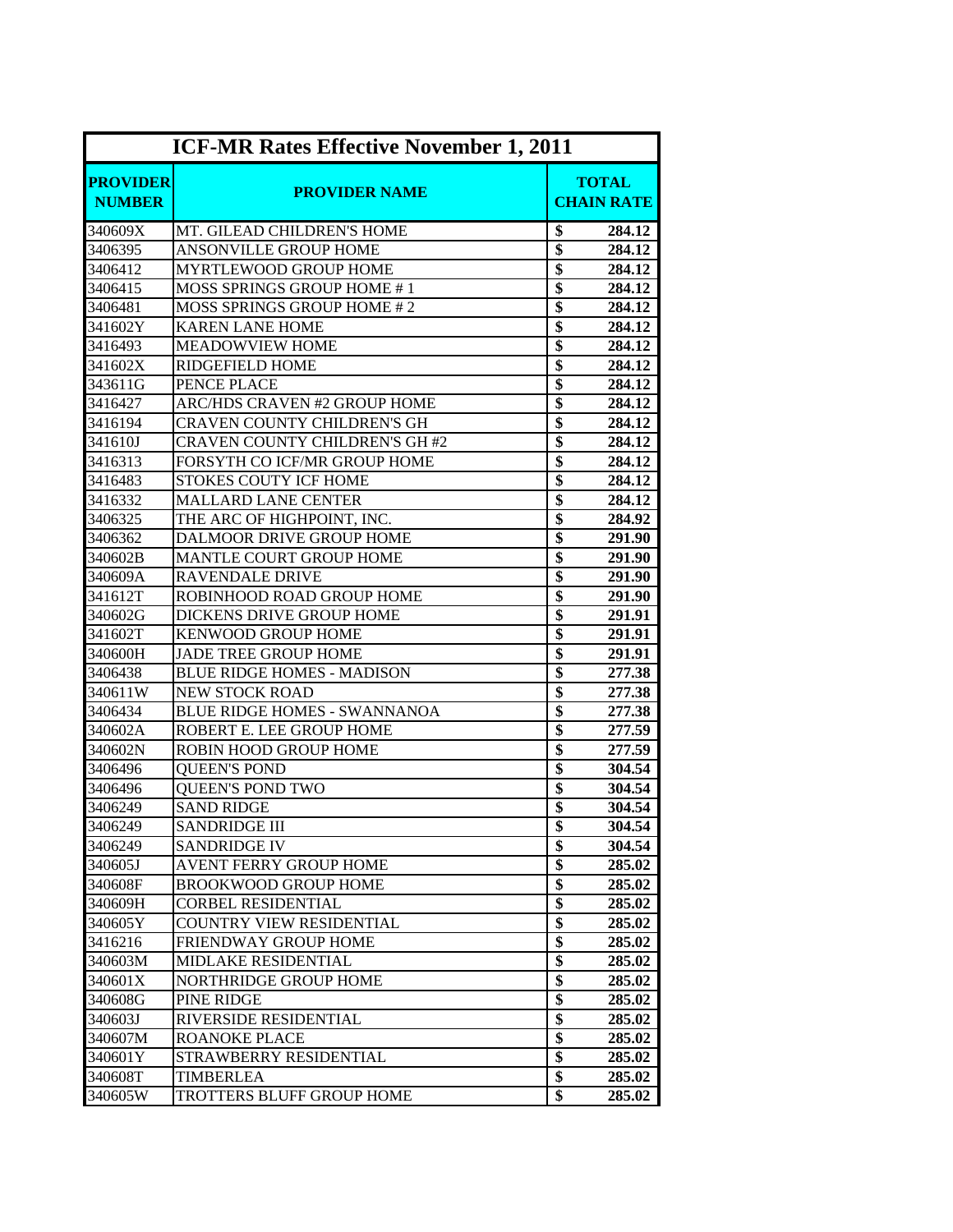| ICF-MR Rates Effective November 1, 2011 | | |
|---|---|---|
| **PROVIDER NUMBER** | **PROVIDER NAME** | **TOTAL CHAIN RATE** |
| 340609X | MT. GILEAD CHILDREN'S HOME | $ 284.12 |
| 3406395 | ANSONVILLE GROUP HOME | $ 284.12 |
| 3406412 | MYRTLEWOOD GROUP HOME | $ 284.12 |
| 3406415 | MOSS SPRINGS GROUP HOME # 1 | $ 284.12 |
| 3406481 | MOSS SPRINGS GROUP HOME # 2 | $ 284.12 |
| 341602Y | KAREN LANE HOME | $ 284.12 |
| 3416493 | MEADOWVIEW HOME | $ 284.12 |
| 341602X | RIDGEFIELD HOME | $ 284.12 |
| 343611G | PENCE PLACE | $ 284.12 |
| 3416427 | ARC/HDS CRAVEN #2 GROUP HOME | $ 284.12 |
| 3416194 | CRAVEN COUNTY CHILDREN'S GH | $ 284.12 |
| 341610J | CRAVEN COUNTY CHILDREN'S GH #2 | $ 284.12 |
| 3416313 | FORSYTH CO ICF/MR GROUP HOME | $ 284.12 |
| 3416483 | STOKES COUTY ICF HOME | $ 284.12 |
| 3416332 | MALLARD LANE CENTER | $ 284.12 |
| 3406325 | THE ARC OF HIGHPOINT, INC. | $ 284.92 |
| 3406362 | DALMOOR DRIVE GROUP HOME | $ 291.90 |
| 340602B | MANTLE COURT GROUP HOME | $ 291.90 |
| 340609A | RAVENDALE DRIVE | $ 291.90 |
| 341612T | ROBINHOOD ROAD GROUP HOME | $ 291.90 |
| 340602G | DICKENS DRIVE GROUP HOME | $ 291.91 |
| 341602T | KENWOOD GROUP HOME | $ 291.91 |
| 340600H | JADE TREE GROUP HOME | $ 291.91 |
| 3406438 | BLUE RIDGE HOMES - MADISON | $ 277.38 |
| 340611W | NEW STOCK ROAD | $ 277.38 |
| 3406434 | BLUE RIDGE HOMES - SWANNANOA | $ 277.38 |
| 340602A | ROBERT E. LEE GROUP HOME | $ 277.59 |
| 340602N | ROBIN HOOD GROUP HOME | $ 277.59 |
| 3406496 | QUEEN'S POND | $ 304.54 |
| 3406496 | QUEEN'S POND TWO | $ 304.54 |
| 3406249 | SAND RIDGE | $ 304.54 |
| 3406249 | SANDRIDGE III | $ 304.54 |
| 3406249 | SANDRIDGE IV | $ 304.54 |
| 340605J | AVENT FERRY GROUP HOME | $ 285.02 |
| 340608F | BROOKWOOD GROUP HOME | $ 285.02 |
| 340609H | CORBEL RESIDENTIAL | $ 285.02 |
| 340605Y | COUNTRY VIEW RESIDENTIAL | $ 285.02 |
| 3416216 | FRIENDWAY GROUP HOME | $ 285.02 |
| 340603M | MIDLAKE RESIDENTIAL | $ 285.02 |
| 340601X | NORTHRIDGE GROUP HOME | $ 285.02 |
| 340608G | PINE RIDGE | $ 285.02 |
| 340603J | RIVERSIDE RESIDENTIAL | $ 285.02 |
| 340607M | ROANOKE PLACE | $ 285.02 |
| 340601Y | STRAWBERRY RESIDENTIAL | $ 285.02 |
| 340608T | TIMBERLEA | $ 285.02 |
| 340605W | TROTTERS BLUFF GROUP HOME | $ 285.02 |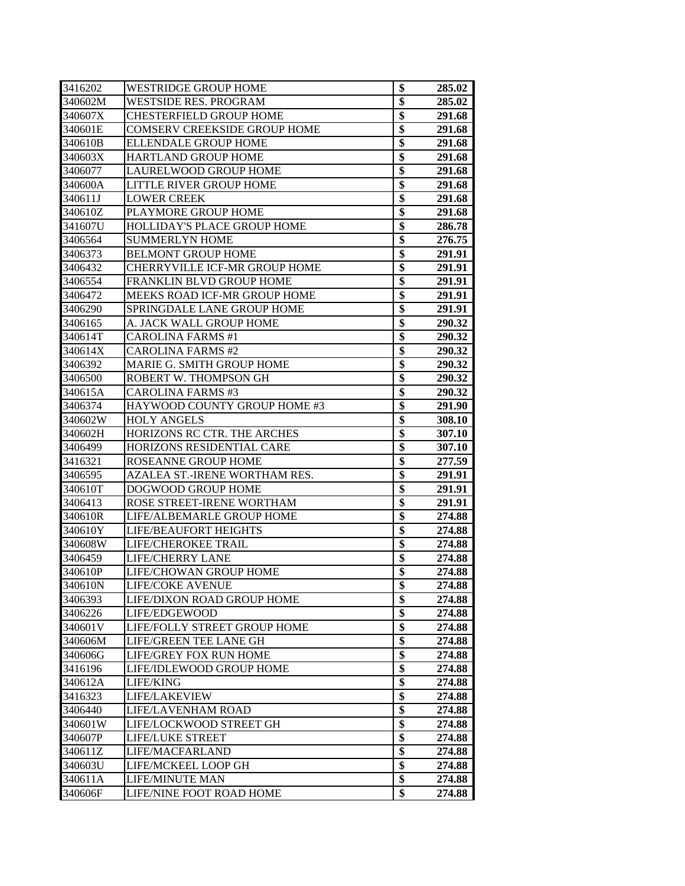| | | | |
|---|---|---|---|
| 3416202 | WESTRIDGE GROUP HOME | $ | **285.02** |
| 340602M | WESTSIDE RES. PROGRAM | $ | **285.02** |
| 340607X | CHESTERFIELD GROUP HOME | $ | **291.68** |
| 340601E | COMSERV CREEKSIDE GROUP HOME | $ | **291.68** |
| 340610B | ELLENDALE GROUP HOME | $ | **291.68** |
| 340603X | HARTLAND GROUP HOME | $ | **291.68** |
| 3406077 | LAURELWOOD GROUP HOME | $ | **291.68** |
| 340600A | LITTLE RIVER GROUP HOME | $ | **291.68** |
| 340611J | LOWER CREEK | $ | **291.68** |
| 340610Z | PLAYMORE GROUP HOME | $ | **291.68** |
| 341607U | HOLLIDAY'S PLACE GROUP HOME | $ | **286.78** |
| 3406564 | SUMMERLYN HOME | $ | **276.75** |
| 3406373 | BELMONT GROUP HOME | $ | **291.91** |
| 3406432 | CHERRYVILLE ICF-MR GROUP HOME | $ | **291.91** |
| 3406554 | FRANKLIN BLVD GROUP HOME | $ | **291.91** |
| 3406472 | MEEKS ROAD ICF-MR GROUP HOME | $ | **291.91** |
| 3406290 | SPRINGDALE LANE GROUP HOME | $ | **291.91** |
| 3406165 | A. JACK WALL GROUP HOME | $ | **290.32** |
| 340614T | CAROLINA FARMS #1 | $ | **290.32** |
| 340614X | CAROLINA FARMS #2 | $ | **290.32** |
| 3406392 | MARIE G. SMITH GROUP HOME | $ | **290.32** |
| 3406500 | ROBERT W. THOMPSON GH | $ | **290.32** |
| 340615A | CAROLINA FARMS #3 | $ | **290.32** |
| 3406374 | HAYWOOD COUNTY GROUP HOME #3 | $ | **291.90** |
| 340602W | HOLY ANGELS | $ | **308.10** |
| 340602H | HORIZONS RC CTR. THE ARCHES | $ | **307.10** |
| 3406499 | HORIZONS RESIDENTIAL CARE | $ | **307.10** |
| 3416321 | ROSEANNE GROUP HOME | $ | **277.59** |
| 3406595 | AZALEA ST.-IRENE WORTHAM RES. | $ | **291.91** |
| 340610T | DOGWOOD GROUP HOME | $ | **291.91** |
| 3406413 | ROSE STREET-IRENE WORTHAM | $ | **291.91** |
| 340610R | LIFE/ALBEMARLE GROUP HOME | $ | **274.88** |
| 340610Y | LIFE/BEAUFORT HEIGHTS | $ | **274.88** |
| 340608W | LIFE/CHEROKEE TRAIL | $ | **274.88** |
| 3406459 | LIFE/CHERRY LANE | $ | **274.88** |
| 340610P | LIFE/CHOWAN GROUP HOME | $ | **274.88** |
| 340610N | LIFE/COKE AVENUE | $ | **274.88** |
| 3406393 | LIFE/DIXON ROAD GROUP HOME | $ | **274.88** |
| 3406226 | LIFE/EDGEWOOD | $ | **274.88** |
| 340601V | LIFE/FOLLY STREET GROUP HOME | $ | **274.88** |
| 340606M | LIFE/GREEN TEE LANE GH | $ | **274.88** |
| 340606G | LIFE/GREY FOX RUN HOME | $ | **274.88** |
| 3416196 | LIFE/IDLEWOOD GROUP HOME | $ | **274.88** |
| 340612A | LIFE/KING | $ | **274.88** |
| 3416323 | LIFE/LAKEVIEW | $ | **274.88** |
| 3406440 | LIFE/LAVENHAM ROAD | $ | **274.88** |
| 340601W | LIFE/LOCKWOOD STREET GH | $ | **274.88** |
| 340607P | LIFE/LUKE STREET | $ | **274.88** |
| 340611Z | LIFE/MACFARLAND | $ | **274.88** |
| 340603U | LIFE/MCKEEL LOOP GH | $ | **274.88** |
| 340611A | LIFE/MINUTE MAN | $ | **274.88** |
| 340606F | LIFE/NINE FOOT ROAD HOME | $ | **274.88** |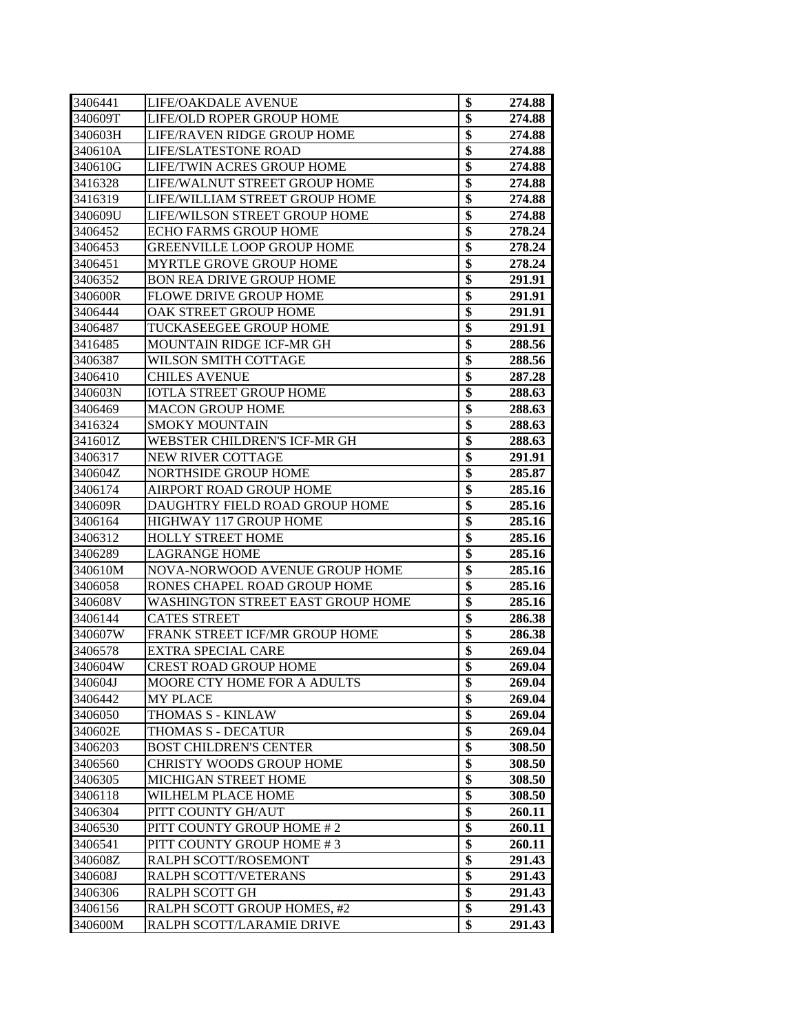| | | | |
|---|---|---|---|
| 3406441 | LIFE/OAKDALE AVENUE | $ | 274.88 |
| 340609T | LIFE/OLD ROPER GROUP HOME | $ | 274.88 |
| 340603H | LIFE/RAVEN RIDGE GROUP HOME | $ | 274.88 |
| 340610A | LIFE/SLATESTONE ROAD | $ | 274.88 |
| 340610G | LIFE/TWIN ACRES GROUP HOME | $ | 274.88 |
| 3416328 | LIFE/WALNUT STREET GROUP HOME | $ | 274.88 |
| 3416319 | LIFE/WILLIAM STREET GROUP HOME | $ | 274.88 |
| 340609U | LIFE/WILSON STREET GROUP HOME | $ | 274.88 |
| 3406452 | ECHO FARMS GROUP HOME | $ | 278.24 |
| 3406453 | GREENVILLE LOOP GROUP HOME | $ | 278.24 |
| 3406451 | MYRTLE GROVE GROUP HOME | $ | 278.24 |
| 3406352 | BON REA DRIVE GROUP HOME | $ | 291.91 |
| 340600R | FLOWE DRIVE GROUP HOME | $ | 291.91 |
| 3406444 | OAK STREET GROUP HOME | $ | 291.91 |
| 3406487 | TUCKASEEGEE GROUP HOME | $ | 291.91 |
| 3416485 | MOUNTAIN RIDGE ICF-MR GH | $ | 288.56 |
| 3406387 | WILSON SMITH COTTAGE | $ | 288.56 |
| 3406410 | CHILES AVENUE | $ | 287.28 |
| 340603N | IOTLA STREET GROUP HOME | $ | 288.63 |
| 3406469 | MACON GROUP HOME | $ | 288.63 |
| 3416324 | SMOKY MOUNTAIN | $ | 288.63 |
| 341601Z | WEBSTER CHILDREN'S ICF-MR GH | $ | 288.63 |
| 3406317 | NEW RIVER COTTAGE | $ | 291.91 |
| 340604Z | NORTHSIDE GROUP HOME | $ | 285.87 |
| 3406174 | AIRPORT ROAD GROUP HOME | $ | 285.16 |
| 340609R | DAUGHTRY FIELD ROAD GROUP HOME | $ | 285.16 |
| 3406164 | HIGHWAY 117 GROUP HOME | $ | 285.16 |
| 3406312 | HOLLY STREET HOME | $ | 285.16 |
| 3406289 | LAGRANGE HOME | $ | 285.16 |
| 340610M | NOVA-NORWOOD AVENUE GROUP HOME | $ | 285.16 |
| 3406058 | RONES CHAPEL ROAD GROUP HOME | $ | 285.16 |
| 340608V | WASHINGTON STREET EAST GROUP HOME | $ | 285.16 |
| 3406144 | CATES STREET | $ | 286.38 |
| 340607W | FRANK STREET ICF/MR GROUP HOME | $ | 286.38 |
| 3406578 | EXTRA SPECIAL CARE | $ | 269.04 |
| 340604W | CREST ROAD GROUP HOME | $ | 269.04 |
| 340604J | MOORE CTY HOME FOR A ADULTS | $ | 269.04 |
| 3406442 | MY PLACE | $ | 269.04 |
| 3406050 | THOMAS S - KINLAW | $ | 269.04 |
| 340602E | THOMAS S - DECATUR | $ | 269.04 |
| 3406203 | BOST CHILDREN'S CENTER | $ | 308.50 |
| 3406560 | CHRISTY WOODS GROUP HOME | $ | 308.50 |
| 3406305 | MICHIGAN STREET HOME | $ | 308.50 |
| 3406118 | WILHELM PLACE HOME | $ | 308.50 |
| 3406304 | PITT COUNTY GH/AUT | $ | 260.11 |
| 3406530 | PITT COUNTY GROUP HOME # 2 | $ | 260.11 |
| 3406541 | PITT COUNTY GROUP HOME # 3 | $ | 260.11 |
| 340608Z | RALPH SCOTT/ROSEMONT | $ | 291.43 |
| 340608J | RALPH SCOTT/VETERANS | $ | 291.43 |
| 3406306 | RALPH SCOTT GH | $ | 291.43 |
| 3406156 | RALPH SCOTT GROUP HOMES, #2 | $ | 291.43 |
| 340600M | RALPH SCOTT/LARAMIE DRIVE | $ | 291.43 |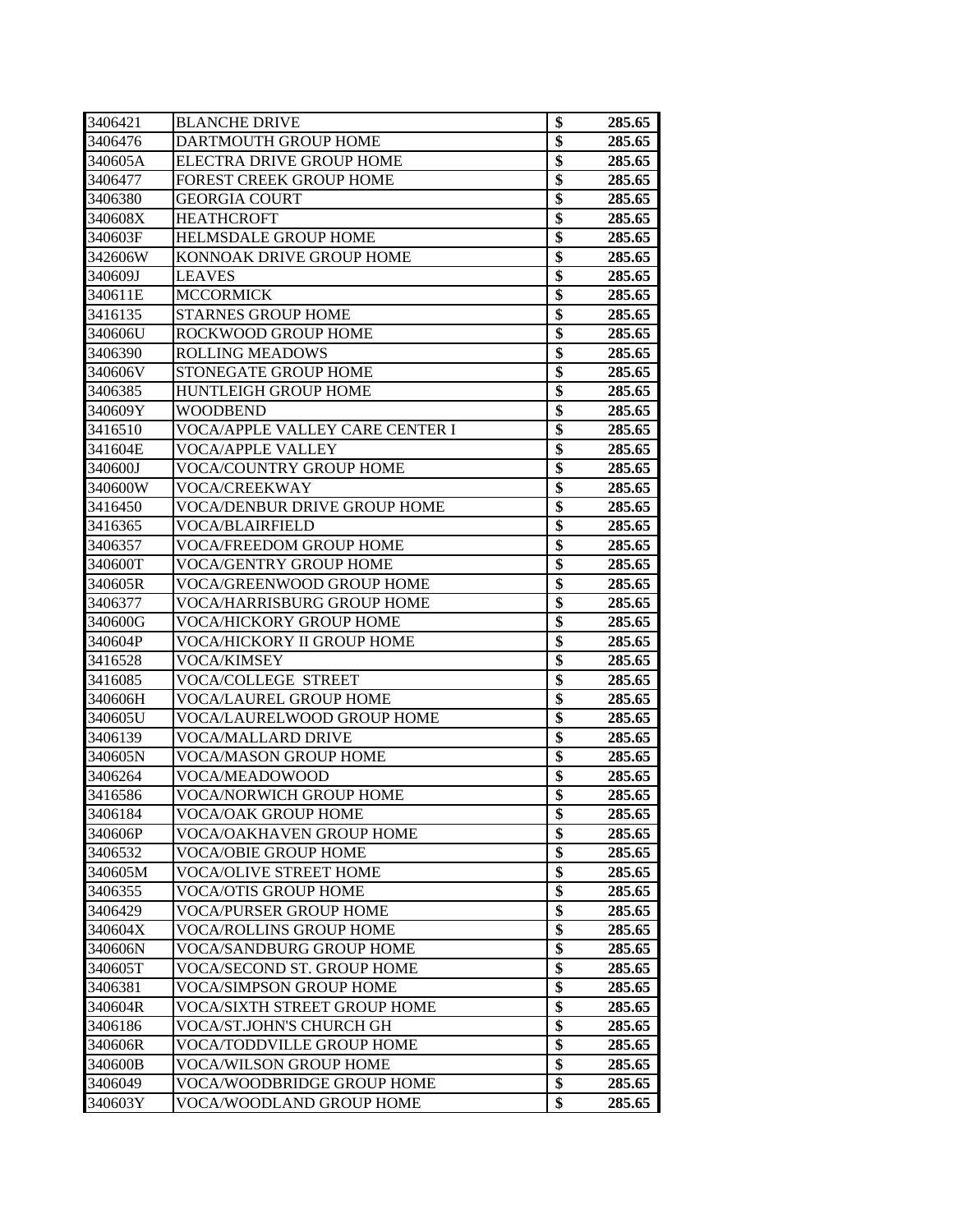| | | | |
|---|---|---|---|
| 3406421 | BLANCHE DRIVE | $ | 285.65 |
| 3406476 | DARTMOUTH GROUP HOME | $ | 285.65 |
| 340605A | ELECTRA DRIVE GROUP HOME | $ | 285.65 |
| 3406477 | FOREST CREEK GROUP HOME | $ | 285.65 |
| 3406380 | GEORGIA COURT | $ | 285.65 |
| 340608X | HEATHCROFT | $ | 285.65 |
| 340603F | HELMSDALE GROUP HOME | $ | 285.65 |
| 342606W | KONNOAK DRIVE GROUP HOME | $ | 285.65 |
| 340609J | LEAVES | $ | 285.65 |
| 340611E | MCCORMICK | $ | 285.65 |
| 3416135 | STARNES GROUP HOME | $ | 285.65 |
| 340606U | ROCKWOOD GROUP HOME | $ | 285.65 |
| 3406390 | ROLLING MEADOWS | $ | 285.65 |
| 340606V | STONEGATE GROUP HOME | $ | 285.65 |
| 3406385 | HUNTLEIGH GROUP HOME | $ | 285.65 |
| 340609Y | WOODBEND | $ | 285.65 |
| 3416510 | VOCA/APPLE VALLEY CARE CENTER I | $ | 285.65 |
| 341604E | VOCA/APPLE VALLEY | $ | 285.65 |
| 340600J | VOCA/COUNTRY GROUP HOME | $ | 285.65 |
| 340600W | VOCA/CREEKWAY | $ | 285.65 |
| 3416450 | VOCA/DENBUR DRIVE GROUP HOME | $ | 285.65 |
| 3416365 | VOCA/BLAIRFIELD | $ | 285.65 |
| 3406357 | VOCA/FREEDOM GROUP HOME | $ | 285.65 |
| 340600T | VOCA/GENTRY GROUP HOME | $ | 285.65 |
| 340605R | VOCA/GREENWOOD GROUP HOME | $ | 285.65 |
| 3406377 | VOCA/HARRISBURG GROUP HOME | $ | 285.65 |
| 340600G | VOCA/HICKORY GROUP HOME | $ | 285.65 |
| 340604P | VOCA/HICKORY II GROUP HOME | $ | 285.65 |
| 3416528 | VOCA/KIMSEY | $ | 285.65 |
| 3416085 | VOCA/COLLEGE STREET | $ | 285.65 |
| 340606H | VOCA/LAUREL GROUP HOME | $ | 285.65 |
| 340605U | VOCA/LAURELWOOD GROUP HOME | $ | 285.65 |
| 3406139 | VOCA/MALLARD DRIVE | $ | 285.65 |
| 340605N | VOCA/MASON GROUP HOME | $ | 285.65 |
| 3406264 | VOCA/MEADOWOOD | $ | 285.65 |
| 3416586 | VOCA/NORWICH GROUP HOME | $ | 285.65 |
| 3406184 | VOCA/OAK GROUP HOME | $ | 285.65 |
| 340606P | VOCA/OAKHAVEN GROUP HOME | $ | 285.65 |
| 3406532 | VOCA/OBIE GROUP HOME | $ | 285.65 |
| 340605M | VOCA/OLIVE STREET HOME | $ | 285.65 |
| 3406355 | VOCA/OTIS GROUP HOME | $ | 285.65 |
| 3406429 | VOCA/PURSER GROUP HOME | $ | 285.65 |
| 340604X | VOCA/ROLLINS GROUP HOME | $ | 285.65 |
| 340606N | VOCA/SANDBURG GROUP HOME | $ | 285.65 |
| 340605T | VOCA/SECOND ST. GROUP HOME | $ | 285.65 |
| 3406381 | VOCA/SIMPSON GROUP HOME | $ | 285.65 |
| 340604R | VOCA/SIXTH STREET GROUP HOME | $ | 285.65 |
| 3406186 | VOCA/ST.JOHN'S CHURCH GH | $ | 285.65 |
| 340606R | VOCA/TODDVILLE GROUP HOME | $ | 285.65 |
| 340600B | VOCA/WILSON GROUP HOME | $ | 285.65 |
| 3406049 | VOCA/WOODBRIDGE GROUP HOME | $ | 285.65 |
| 340603Y | VOCA/WOODLAND GROUP HOME | $ | 285.65 |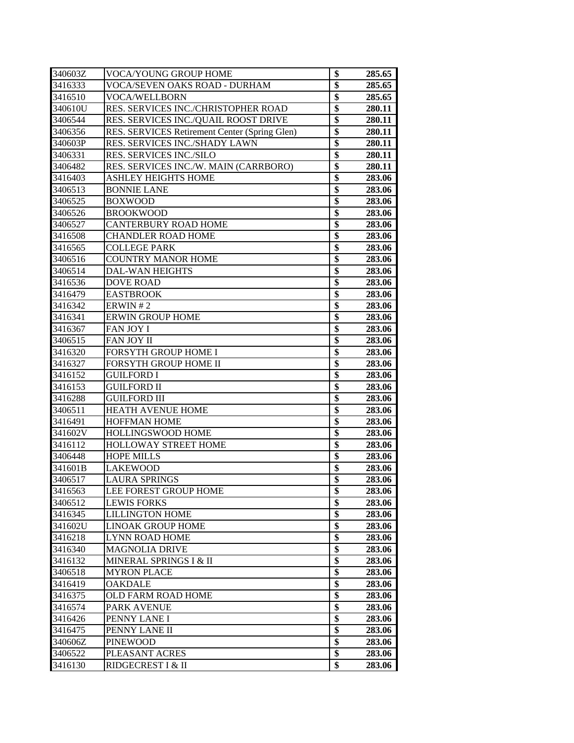| | | | |
|---|---|---|---|
| 340603Z | VOCA/YOUNG GROUP HOME | $ | **285.65** |
| 3416333 | VOCA/SEVEN OAKS ROAD - DURHAM | $ | **285.65** |
| 3416510 | VOCA/WELLBORN | $ | **285.65** |
| 340610U | RES. SERVICES INC./CHRISTOPHER ROAD | $ | **280.11** |
| 3406544 | RES. SERVICES INC./QUAIL ROOST DRIVE | $ | **280.11** |
| 3406356 | RES. SERVICES Retirement Center (Spring Glen) | $ | **280.11** |
| 340603P | RES. SERVICES INC./SHADY LAWN | $ | **280.11** |
| 3406331 | RES. SERVICES INC./SILO | $ | **280.11** |
| 3406482 | RES. SERVICES INC./W. MAIN (CARRBORO) | $ | **280.11** |
| 3416403 | ASHLEY HEIGHTS HOME | $ | **283.06** |
| 3406513 | BONNIE LANE | $ | **283.06** |
| 3406525 | BOXWOOD | $ | **283.06** |
| 3406526 | BROOKWOOD | $ | **283.06** |
| 3406527 | CANTERBURY ROAD HOME | $ | **283.06** |
| 3416508 | CHANDLER ROAD HOME | $ | **283.06** |
| 3416565 | COLLEGE PARK | $ | **283.06** |
| 3406516 | COUNTRY MANOR HOME | $ | **283.06** |
| 3406514 | DAL-WAN HEIGHTS | $ | **283.06** |
| 3416536 | DOVE ROAD | $ | **283.06** |
| 3416479 | EASTBROOK | $ | **283.06** |
| 3416342 | ERWIN # 2 | $ | **283.06** |
| 3416341 | ERWIN GROUP HOME | $ | **283.06** |
| 3416367 | FAN JOY I | $ | **283.06** |
| 3406515 | FAN JOY II | $ | **283.06** |
| 3416320 | FORSYTH GROUP HOME I | $ | **283.06** |
| 3416327 | FORSYTH GROUP HOME II | $ | **283.06** |
| 3416152 | GUILFORD I | $ | **283.06** |
| 3416153 | GUILFORD II | $ | **283.06** |
| 3416288 | GUILFORD III | $ | **283.06** |
| 3406511 | HEATH AVENUE HOME | $ | **283.06** |
| 3416491 | HOFFMAN HOME | $ | **283.06** |
| 341602V | HOLLINGSWOOD HOME | $ | **283.06** |
| 3416112 | HOLLOWAY STREET HOME | $ | **283.06** |
| 3406448 | HOPE MILLS | $ | **283.06** |
| 341601B | LAKEWOOD | $ | **283.06** |
| 3406517 | LAURA SPRINGS | $ | **283.06** |
| 3416563 | LEE FOREST GROUP HOME | $ | **283.06** |
| 3406512 | LEWIS FORKS | $ | **283.06** |
| 3416345 | LILLINGTON HOME | $ | **283.06** |
| 341602U | LINOAK GROUP HOME | $ | **283.06** |
| 3416218 | LYNN ROAD HOME | $ | **283.06** |
| 3416340 | MAGNOLIA DRIVE | $ | **283.06** |
| 3416132 | MINERAL SPRINGS I & II | $ | **283.06** |
| 3406518 | MYRON PLACE | $ | **283.06** |
| 3416419 | OAKDALE | $ | **283.06** |
| 3416375 | OLD FARM ROAD HOME | $ | **283.06** |
| 3416574 | PARK AVENUE | $ | **283.06** |
| 3416426 | PENNY LANE I | $ | **283.06** |
| 3416475 | PENNY LANE II | $ | **283.06** |
| 340606Z | PINEWOOD | $ | **283.06** |
| 3406522 | PLEASANT ACRES | $ | **283.06** |
| 3416130 | RIDGECREST I & II | $ | **283.06** |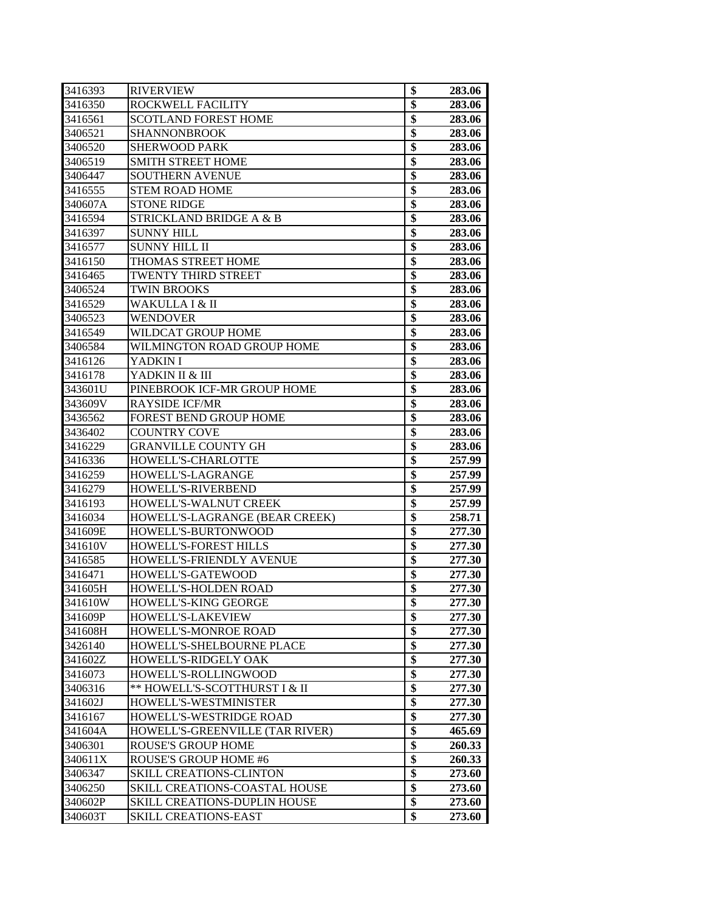| | | | |
|---|---|---|---|
| 3416393 | RIVERVIEW | $ | 283.06 |
| 3416350 | ROCKWELL FACILITY | $ | 283.06 |
| 3416561 | SCOTLAND FOREST HOME | $ | 283.06 |
| 3406521 | SHANNONBROOK | $ | 283.06 |
| 3406520 | SHERWOOD PARK | $ | 283.06 |
| 3406519 | SMITH STREET HOME | $ | 283.06 |
| 3406447 | SOUTHERN AVENUE | $ | 283.06 |
| 3416555 | STEM ROAD HOME | $ | 283.06 |
| 340607A | STONE RIDGE | $ | 283.06 |
| 3416594 | STRICKLAND BRIDGE A & B | $ | 283.06 |
| 3416397 | SUNNY HILL | $ | 283.06 |
| 3416577 | SUNNY HILL II | $ | 283.06 |
| 3416150 | THOMAS STREET HOME | $ | 283.06 |
| 3416465 | TWENTY THIRD STREET | $ | 283.06 |
| 3406524 | TWIN BROOKS | $ | 283.06 |
| 3416529 | WAKULLA I & II | $ | 283.06 |
| 3406523 | WENDOVER | $ | 283.06 |
| 3416549 | WILDCAT GROUP HOME | $ | 283.06 |
| 3406584 | WILMINGTON ROAD GROUP HOME | $ | 283.06 |
| 3416126 | YADKIN I | $ | 283.06 |
| 3416178 | YADKIN II & III | $ | 283.06 |
| 343601U | PINEBROOK ICF-MR GROUP HOME | $ | 283.06 |
| 343609V | RAYSIDE ICF/MR | $ | 283.06 |
| 3436562 | FOREST BEND GROUP HOME | $ | 283.06 |
| 3436402 | COUNTRY COVE | $ | 283.06 |
| 3416229 | GRANVILLE COUNTY GH | $ | 283.06 |
| 3416336 | HOWELL'S-CHARLOTTE | $ | 257.99 |
| 3416259 | HOWELL'S-LAGRANGE | $ | 257.99 |
| 3416279 | HOWELL'S-RIVERBEND | $ | 257.99 |
| 3416193 | HOWELL'S-WALNUT CREEK | $ | 257.99 |
| 3416034 | HOWELL'S-LAGRANGE (BEAR CREEK) | $ | 258.71 |
| 341609E | HOWELL'S-BURTONWOOD | $ | 277.30 |
| 341610V | HOWELL'S-FOREST HILLS | $ | 277.30 |
| 3416585 | HOWELL'S-FRIENDLY AVENUE | $ | 277.30 |
| 3416471 | HOWELL'S-GATEWOOD | $ | 277.30 |
| 341605H | HOWELL'S-HOLDEN ROAD | $ | 277.30 |
| 341610W | HOWELL'S-KING GEORGE | $ | 277.30 |
| 341609P | HOWELL'S-LAKEVIEW | $ | 277.30 |
| 341608H | HOWELL'S-MONROE ROAD | $ | 277.30 |
| 3426140 | HOWELL'S-SHELBOURNE PLACE | $ | 277.30 |
| 341602Z | HOWELL'S-RIDGELY OAK | $ | 277.30 |
| 3416073 | HOWELL'S-ROLLINGWOOD | $ | 277.30 |
| 3406316 | ** HOWELL'S-SCOTTHURST I & II | $ | 277.30 |
| 341602J | HOWELL'S-WESTMINISTER | $ | 277.30 |
| 3416167 | HOWELL'S-WESTRIDGE ROAD | $ | 277.30 |
| 341604A | HOWELL'S-GREENVILLE (TAR RIVER) | $ | 465.69 |
| 3406301 | ROUSE'S GROUP HOME | $ | 260.33 |
| 340611X | ROUSE'S GROUP HOME #6 | $ | 260.33 |
| 3406347 | SKILL CREATIONS-CLINTON | $ | 273.60 |
| 3406250 | SKILL CREATIONS-COASTAL HOUSE | $ | 273.60 |
| 340602P | SKILL CREATIONS-DUPLIN HOUSE | $ | 273.60 |
| 340603T | SKILL CREATIONS-EAST | $ | 273.60 |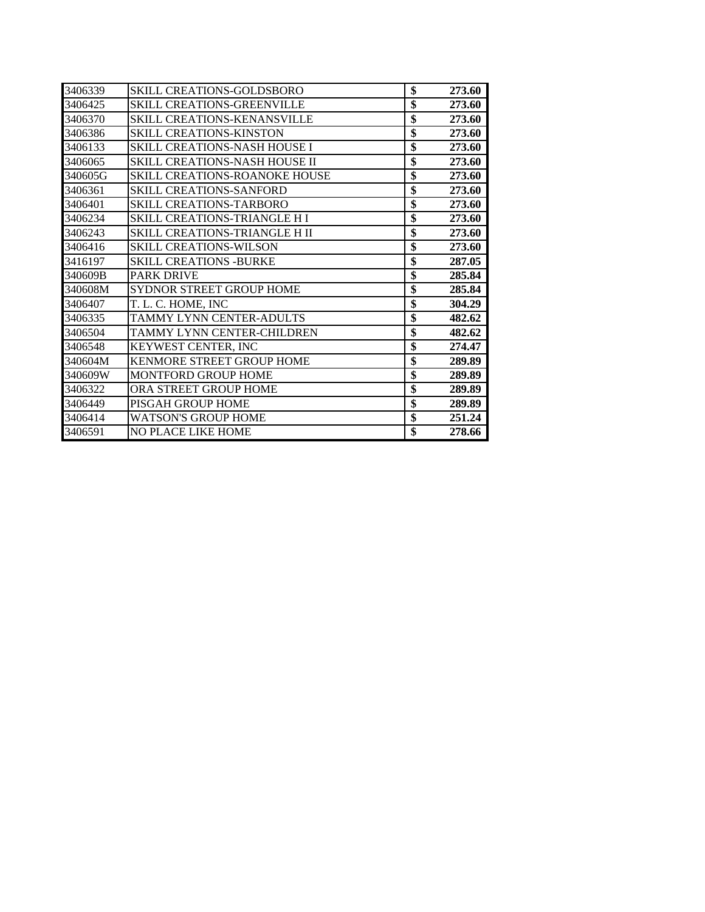| | | | |
|---|---|---|---|
| 3406339 | SKILL CREATIONS-GOLDSBORO | $ | **273.60** |
| 3406425 | SKILL CREATIONS-GREENVILLE | $ | **273.60** |
| 3406370 | SKILL CREATIONS-KENANSVILLE | $ | **273.60** |
| 3406386 | SKILL CREATIONS-KINSTON | $ | **273.60** |
| 3406133 | SKILL CREATIONS-NASH HOUSE I | $ | **273.60** |
| 3406065 | SKILL CREATIONS-NASH HOUSE II | $ | **273.60** |
| 340605G | SKILL CREATIONS-ROANOKE HOUSE | $ | **273.60** |
| 3406361 | SKILL CREATIONS-SANFORD | $ | **273.60** |
| 3406401 | SKILL CREATIONS-TARBORO | $ | **273.60** |
| 3406234 | SKILL CREATIONS-TRIANGLE H I | $ | **273.60** |
| 3406243 | SKILL CREATIONS-TRIANGLE H II | $ | **273.60** |
| 3406416 | SKILL CREATIONS-WILSON | $ | **273.60** |
| 3416197 | SKILL CREATIONS -BURKE | $ | **287.05** |
| 340609B | PARK DRIVE | $ | **285.84** |
| 340608M | SYDNOR STREET GROUP HOME | $ | **285.84** |
| 3406407 | T. L. C. HOME, INC | $ | **304.29** |
| 3406335 | TAMMY LYNN CENTER-ADULTS | $ | **482.62** |
| 3406504 | TAMMY LYNN CENTER-CHILDREN | $ | **482.62** |
| 3406548 | KEYWEST CENTER, INC | $ | **274.47** |
| 340604M | KENMORE STREET GROUP HOME | $ | **289.89** |
| 340609W | MONTFORD GROUP HOME | $ | **289.89** |
| 3406322 | ORA STREET GROUP HOME | $ | **289.89** |
| 3406449 | PISGAH GROUP HOME | $ | **289.89** |
| 3406414 | WATSON'S GROUP HOME | $ | **251.24** |
| 3406591 | NO PLACE LIKE HOME | $ | **278.66** |